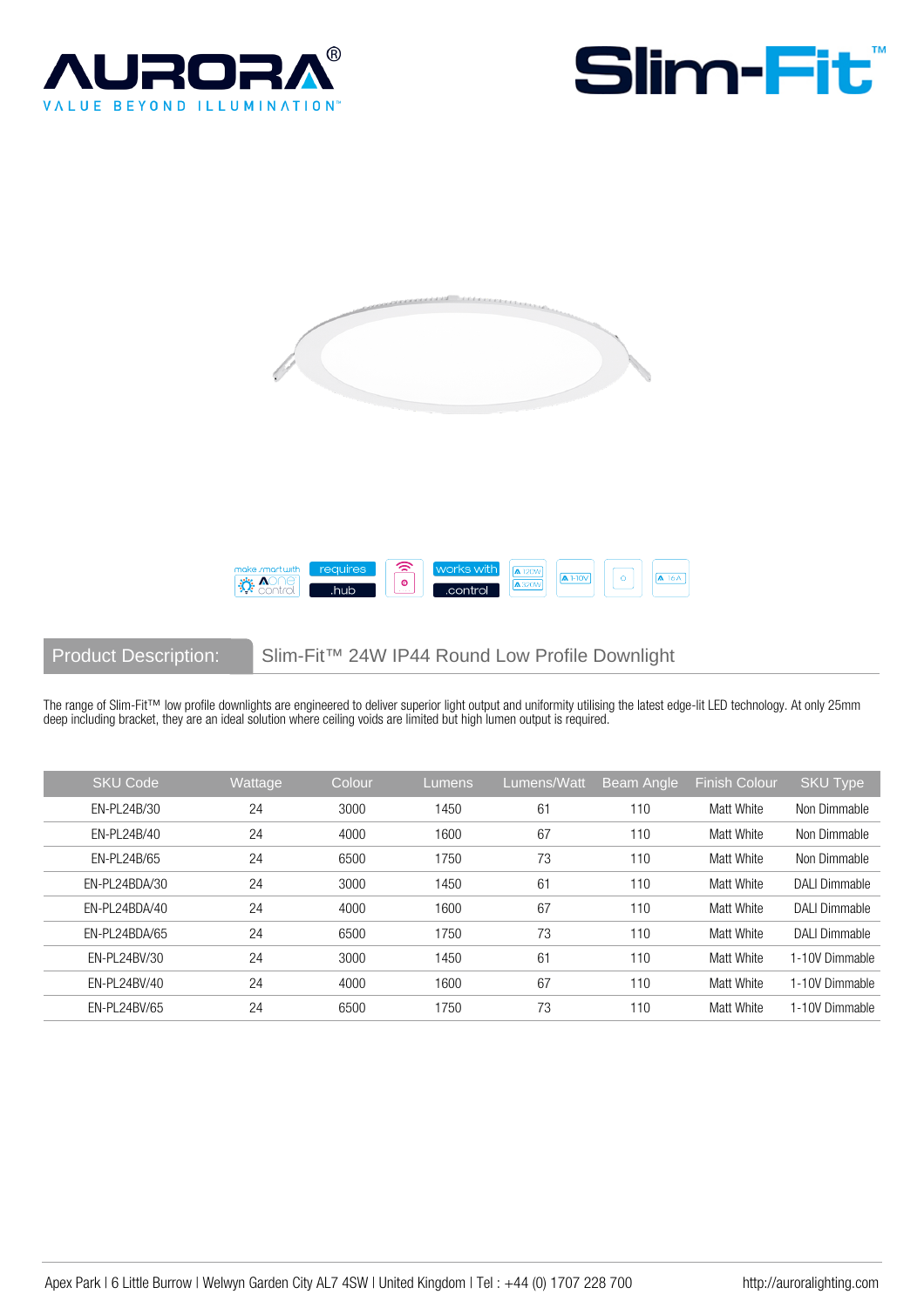# AURORA®

VALUE BEYOND ILLUMINATION™

# Slim-Fit™

make smart with AONE control | requires .hub | works with .control

**Product Description:** Slim-Fit™ 24W IP44 Round Low Profile Downlight

The range of Slim-Fit™ low profile downlights are engineered to deliver superior light output and uniformity utilising the latest edge-lit LED technology. At only 25mm deep including bracket, they are an ideal solution where ceiling voids are limited but high lumen output is required.

| SKU Code | Wattage | Colour | Lumens | Lumens/Watt | Beam Angle | Finish Colour | SKU Type |
|---|---|---|---|---|---|---|---|
| EN-PL24B/30 | 24 | 3000 | 1450 | 61 | 110 | Matt White | Non Dimmable |
| EN-PL24B/40 | 24 | 4000 | 1600 | 67 | 110 | Matt White | Non Dimmable |
| EN-PL24B/65 | 24 | 6500 | 1750 | 73 | 110 | Matt White | Non Dimmable |
| EN-PL24BDA/30 | 24 | 3000 | 1450 | 61 | 110 | Matt White | DALI Dimmable |
| EN-PL24BDA/40 | 24 | 4000 | 1600 | 67 | 110 | Matt White | DALI Dimmable |
| EN-PL24BDA/65 | 24 | 6500 | 1750 | 73 | 110 | Matt White | DALI Dimmable |
| EN-PL24BV/30 | 24 | 3000 | 1450 | 61 | 110 | Matt White | 1-10V Dimmable |
| EN-PL24BV/40 | 24 | 4000 | 1600 | 67 | 110 | Matt White | 1-10V Dimmable |
| EN-PL24BV/65 | 24 | 6500 | 1750 | 73 | 110 | Matt White | 1-10V Dimmable |

Apex Park | 6 Little Burrow | Welwyn Garden City AL7 4SW | United Kingdom | Tel : +44 (0) 1707 228 700    http://auroralighting.com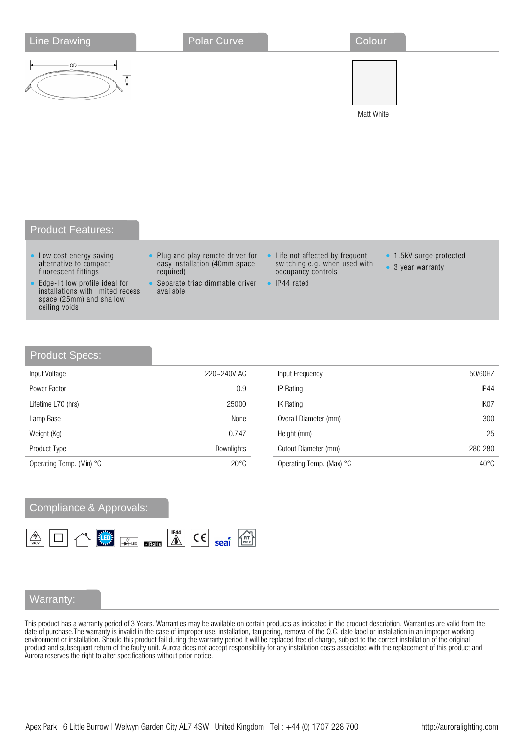## Line Drawing

OD

H

## Polar Curve

## Colour

Matt White

## Product Features:

- Low cost energy saving alternative to compact fluorescent fittings
- Edge-lit low profile ideal for installations with limited recess space (25mm) and shallow ceiling voids
- Plug and play remote driver for easy installation (40mm space required)
- Separate triac dimmable driver available
- Life not affected by frequent switching e.g. when used with occupancy controls
- IP44 rated
- 1.5kV surge protected
- 3 year warranty

## Product Specs:

| | | | |
|---|---|---|---|
| Input Voltage | 220~240V AC | Input Frequency | 50/60HZ |
| Power Factor | 0.9 | IP Rating | IP44 |
| Lifetime L70 (hrs) | 25000 | IK Rating | IK07 |
| Lamp Base | None | Overall Diameter (mm) | 300 |
| Weight (Kg) | 0.747 | Height (mm) | 25 |
| Product Type | Downlights | Cutout Diameter (mm) | 280-280 |
| Operating Temp. (Min) °C | -20°C | Operating Temp. (Max) °C | 40°C |

## Compliance & Approvals:

240V LED LED ✓ RoHs IP44 CE seai RT 2012

## Warranty:

This product has a warranty period of 3 Years. Warranties may be available on certain products as indicated in the product description. Warranties are valid from the date of purchase.The warranty is invalid in the case of improper use, installation, tampering, removal of the Q.C. date label or installation in an improper working environment or installation. Should this product fail during the warranty period it will be replaced free of charge, subject to the correct installation of the original product and subsequent return of the faulty unit. Aurora does not accept responsibility for any installation costs associated with the replacement of this product and Aurora reserves the right to alter specifications without prior notice.

Apex Park | 6 Little Burrow | Welwyn Garden City AL7 4SW | United Kingdom | Tel : +44 (0) 1707 228 700 http://auroralighting.com